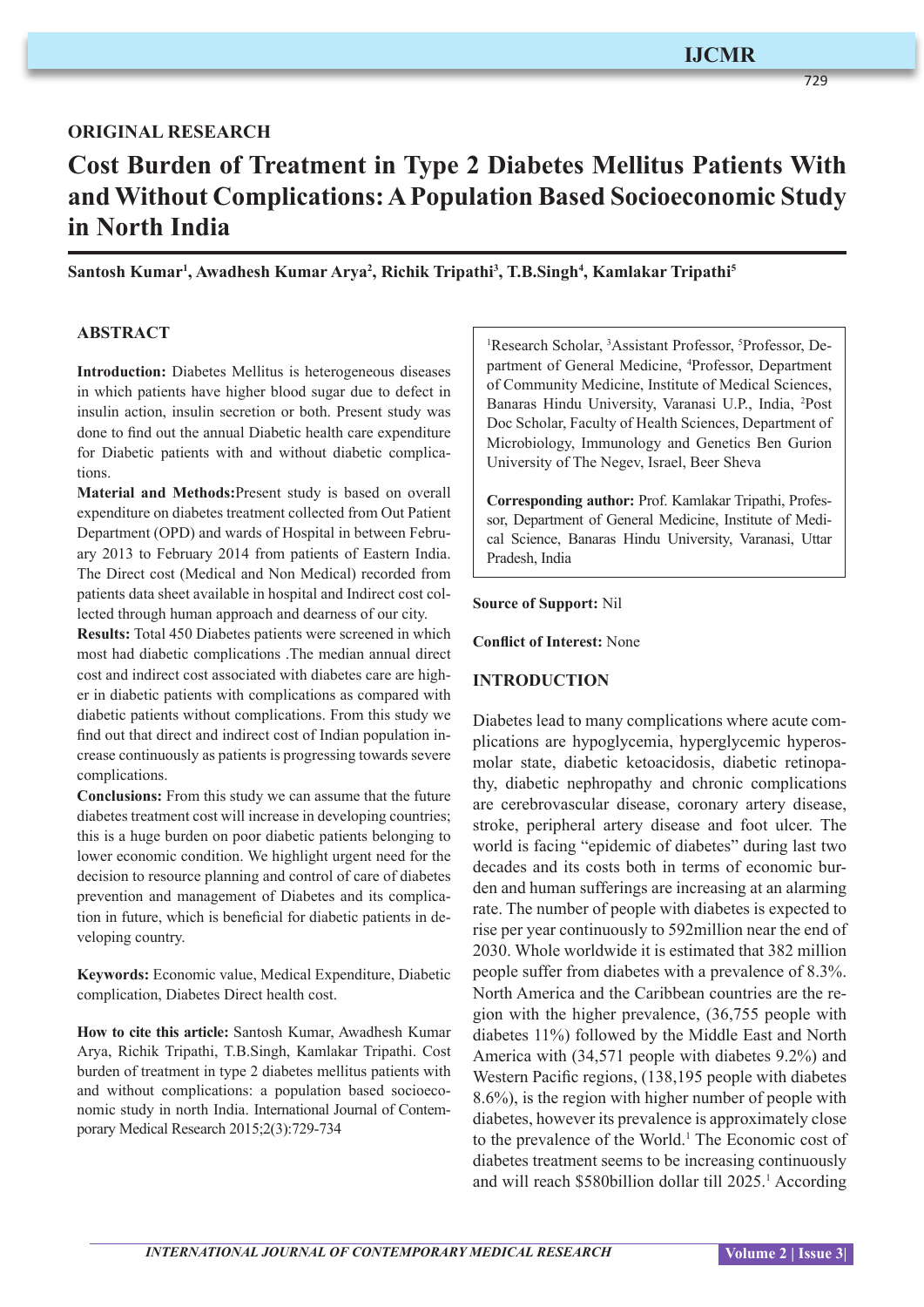**ORIGINAL RESEARCH**

# Cost Burden of Treatment in Type 2 Diabetes Mellitus Patients With and Without Complications: A Population Based Socioeconomic Study in North India

**Santosh Kumar[1], Awadhesh Kumar Arya[2], Richik Tripathi[3], T.B.Singh[4], Kamlakar Tripathi[5]**

## ABSTRACT

**Introduction:** Diabetes Mellitus is heterogeneous diseases in which patients have higher blood sugar due to defect in insulin action, insulin secretion or both. Present study was done to find out the annual Diabetic health care expenditure for Diabetic patients with and without diabetic complications.

**Material and Methods:**Present study is based on overall expenditure on diabetes treatment collected from Out Patient Department (OPD) and wards of Hospital in between February 2013 to February 2014 from patients of Eastern India. The Direct cost (Medical and Non Medical) recorded from patients data sheet available in hospital and Indirect cost collected through human approach and dearness of our city.

**Results:** Total 450 Diabetes patients were screened in which most had diabetic complications .The median annual direct cost and indirect cost associated with diabetes care are higher in diabetic patients with complications as compared with diabetic patients without complications. From this study we find out that direct and indirect cost of Indian population increase continuously as patients is progressing towards severe complications.

**Conclusions:** From this study we can assume that the future diabetes treatment cost will increase in developing countries; this is a huge burden on poor diabetic patients belonging to lower economic condition. We highlight urgent need for the decision to resource planning and control of care of diabetes prevention and management of Diabetes and its complication in future, which is beneficial for diabetic patients in developing country.

**Keywords:** Economic value, Medical Expenditure, Diabetic complication, Diabetes Direct health cost.

**How to cite this article:** Santosh Kumar, Awadhesh Kumar Arya, Richik Tripathi, T.B.Singh, Kamlakar Tripathi. Cost burden of treatment in type 2 diabetes mellitus patients with and without complications: a population based socioeconomic study in north India. International Journal of Contemporary Medical Research 2015;2(3):729-734

[1]Research Scholar, [3]Assistant Professor, [5]Professor, Department of General Medicine, [4]Professor, Department of Community Medicine, Institute of Medical Sciences, Banaras Hindu University, Varanasi U.P., India, [2]Post Doc Scholar, Faculty of Health Sciences, Department of Microbiology, Immunology and Genetics Ben Gurion University of The Negev, Israel, Beer Sheva

**Corresponding author:** Prof. Kamlakar Tripathi, Professor, Department of General Medicine, Institute of Medical Science, Banaras Hindu University, Varanasi, Uttar Pradesh, India

**Source of Support:** Nil

**Conflict of Interest:** None

## INTRODUCTION

Diabetes lead to many complications where acute complications are hypoglycemia, hyperglycemic hyperosmolar state, diabetic ketoacidosis, diabetic retinopathy, diabetic nephropathy and chronic complications are cerebrovascular disease, coronary artery disease, stroke, peripheral artery disease and foot ulcer. The world is facing "epidemic of diabetes" during last two decades and its costs both in terms of economic burden and human sufferings are increasing at an alarming rate. The number of people with diabetes is expected to rise per year continuously to 592million near the end of 2030. Whole worldwide it is estimated that 382 million people suffer from diabetes with a prevalence of 8.3%. North America and the Caribbean countries are the region with the higher prevalence, (36,755 people with diabetes 11%) followed by the Middle East and North America with (34,571 people with diabetes 9.2%) and Western Pacific regions, (138,195 people with diabetes 8.6%), is the region with higher number of people with diabetes, however its prevalence is approximately close to the prevalence of the World.[1] The Economic cost of diabetes treatment seems to be increasing continuously and will reach $580billion dollar till 2025.[1] According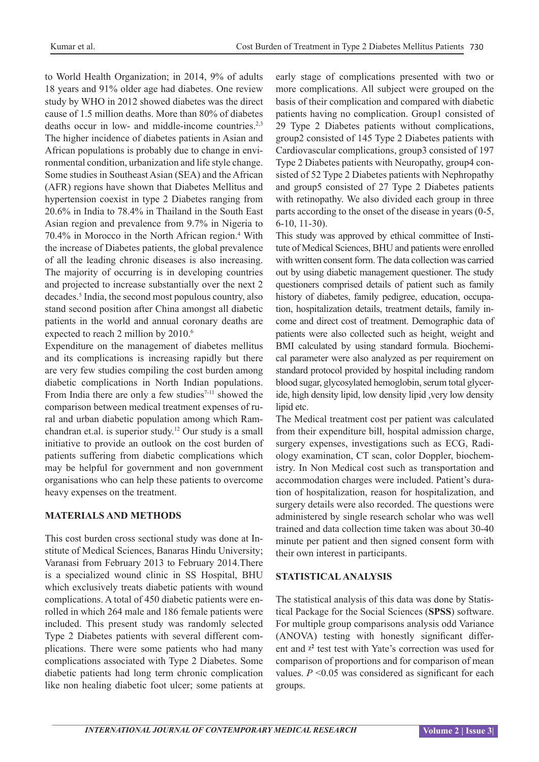to World Health Organization; in 2014, 9% of adults 18 years and 91% older age had diabetes. One review study by WHO in 2012 showed diabetes was the direct cause of 1.5 million deaths. More than 80% of diabetes deaths occur in low- and middle-income countries.[2,3] The higher incidence of diabetes patients in Asian and African populations is probably due to change in environmental condition, urbanization and life style change. Some studies in Southeast Asian (SEA) and the African (AFR) regions have shown that Diabetes Mellitus and hypertension coexist in type 2 Diabetes ranging from 20.6% in India to 78.4% in Thailand in the South East Asian region and prevalence from 9.7% in Nigeria to 70.4% in Morocco in the North African region.[4] With the increase of Diabetes patients, the global prevalence of all the leading chronic diseases is also increasing. The majority of occurring is in developing countries and projected to increase substantially over the next 2 decades.[5] India, the second most populous country, also stand second position after China amongst all diabetic patients in the world and annual coronary deaths are expected to reach 2 million by 2010.[6]

Expenditure on the management of diabetes mellitus and its complications is increasing rapidly but there are very few studies compiling the cost burden among diabetic complications in North Indian populations. From India there are only a few studies[7-11] showed the comparison between medical treatment expenses of rural and urban diabetic population among which Ramchandran et.al. is superior study.[12] Our study is a small initiative to provide an outlook on the cost burden of patients suffering from diabetic complications which may be helpful for government and non government organisations who can help these patients to overcome heavy expenses on the treatment.

## MATERIALS AND METHODS

This cost burden cross sectional study was done at Institute of Medical Sciences, Banaras Hindu University; Varanasi from February 2013 to February 2014.There is a specialized wound clinic in SS Hospital, BHU which exclusively treats diabetic patients with wound complications. A total of 450 diabetic patients were enrolled in which 264 male and 186 female patients were included. This present study was randomly selected Type 2 Diabetes patients with several different complications. There were some patients who had many complications associated with Type 2 Diabetes. Some diabetic patients had long term chronic complication like non healing diabetic foot ulcer; some patients at early stage of complications presented with two or more complications. All subject were grouped on the basis of their complication and compared with diabetic patients having no complication. Group1 consisted of 29 Type 2 Diabetes patients without complications, group2 consisted of 145 Type 2 Diabetes patients with Cardiovascular complications, group3 consisted of 197 Type 2 Diabetes patients with Neuropathy, group4 consisted of 52 Type 2 Diabetes patients with Nephropathy and group5 consisted of 27 Type 2 Diabetes patients with retinopathy. We also divided each group in three parts according to the onset of the disease in years (0-5, 6-10, 11-30).

This study was approved by ethical committee of Institute of Medical Sciences, BHU and patients were enrolled with written consent form. The data collection was carried out by using diabetic management questioner. The study questioners comprised details of patient such as family history of diabetes, family pedigree, education, occupation, hospitalization details, treatment details, family income and direct cost of treatment. Demographic data of patients were also collected such as height, weight and BMI calculated by using standard formula. Biochemical parameter were also analyzed as per requirement on standard protocol provided by hospital including random blood sugar, glycosylated hemoglobin, serum total glyceride, high density lipid, low density lipid ,very low density lipid etc.

The Medical treatment cost per patient was calculated from their expenditure bill, hospital admission charge, surgery expenses, investigations such as ECG, Radiology examination, CT scan, color Doppler, biochemistry. In Non Medical cost such as transportation and accommodation charges were included. Patient's duration of hospitalization, reason for hospitalization, and surgery details were also recorded. The questions were administered by single research scholar who was well trained and data collection time taken was about 30-40 minute per patient and then signed consent form with their own interest in participants.

## STATISTICAL ANALYSIS

The statistical analysis of this data was done by Statistical Package for the Social Sciences (**SPSS**) software. For multiple group comparisons analysis odd Variance (ANOVA) testing with honestly significant different and $\chi^2$ test test with Yate's correction was used for comparison of proportions and for comparison of mean values. *P* <0.05 was considered as significant for each groups.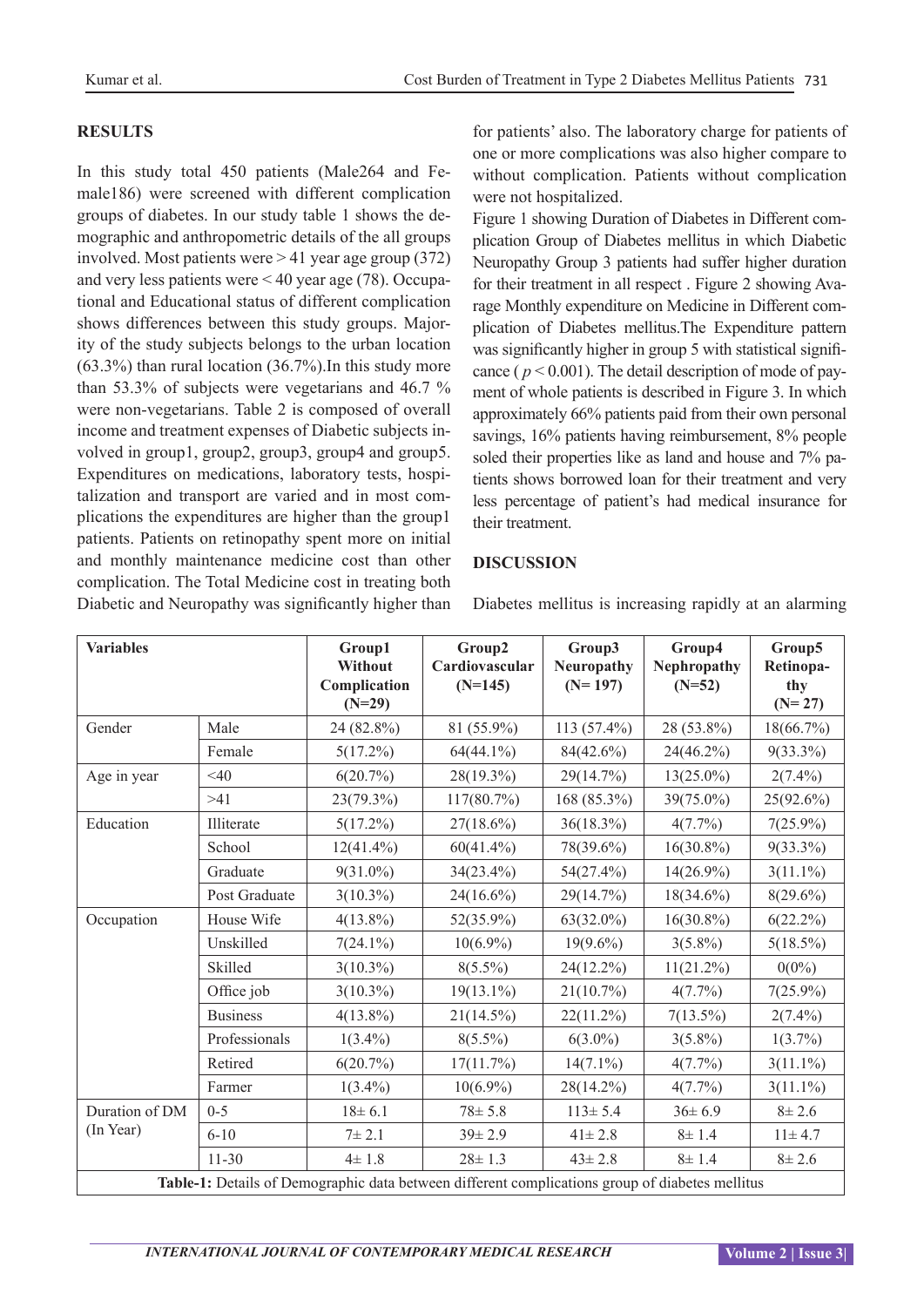## RESULTS

In this study total 450 patients (Male264 and Female186) were screened with different complication groups of diabetes. In our study table 1 shows the demographic and anthropometric details of the all groups involved. Most patients were > 41 year age group (372) and very less patients were < 40 year age (78). Occupational and Educational status of different complication shows differences between this study groups. Majority of the study subjects belongs to the urban location (63.3%) than rural location (36.7%).In this study more than 53.3% of subjects were vegetarians and 46.7 % were non-vegetarians. Table 2 is composed of overall income and treatment expenses of Diabetic subjects involved in group1, group2, group3, group4 and group5. Expenditures on medications, laboratory tests, hospitalization and transport are varied and in most complications the expenditures are higher than the group1 patients. Patients on retinopathy spent more on initial and monthly maintenance medicine cost than other complication. The Total Medicine cost in treating both Diabetic and Neuropathy was significantly higher than for patients' also. The laboratory charge for patients of one or more complications was also higher compare to without complication. Patients without complication were not hospitalized.

Figure 1 showing Duration of Diabetes in Different complication Group of Diabetes mellitus in which Diabetic Neuropathy Group 3 patients had suffer higher duration for their treatment in all respect . Figure 2 showing Avarage Monthly expenditure on Medicine in Different complication of Diabetes mellitus.The Expenditure pattern was significantly higher in group 5 with statistical significance ( $p < 0.001$). The detail description of mode of payment of whole patients is described in Figure 3. In which approximately 66% patients paid from their own personal savings, 16% patients having reimbursement, 8% people soled their properties like as land and house and 7% patients shows borrowed loan for their treatment and very less percentage of patient's had medical insurance for their treatment.

## DISCUSSION

Diabetes mellitus is increasing rapidly at an alarming

| Variables | | Group1 Without Complication (N=29) | Group2 Cardiovascular (N=145) | Group3 Neuropathy (N= 197) | Group4 Nephropathy (N=52) | Group5 Retinopathy (N= 27) |
|---|---|---|---|---|---|---|
| Gender | Male | 24 (82.8%) | 81 (55.9%) | 113 (57.4%) | 28 (53.8%) | 18(66.7%) |
| | Female | 5(17.2%) | 64(44.1%) | 84(42.6%) | 24(46.2%) | 9(33.3%) |
| Age in year | <40 | 6(20.7%) | 28(19.3%) | 29(14.7%) | 13(25.0%) | 2(7.4%) |
| | >41 | 23(79.3%) | 117(80.7%) | 168 (85.3%) | 39(75.0%) | 25(92.6%) |
| Education | Illiterate | 5(17.2%) | 27(18.6%) | 36(18.3%) | 4(7.7%) | 7(25.9%) |
| | School | 12(41.4%) | 60(41.4%) | 78(39.6%) | 16(30.8%) | 9(33.3%) |
| | Graduate | 9(31.0%) | 34(23.4%) | 54(27.4%) | 14(26.9%) | 3(11.1%) |
| | Post Graduate | 3(10.3%) | 24(16.6%) | 29(14.7%) | 18(34.6%) | 8(29.6%) |
| Occupation | House Wife | 4(13.8%) | 52(35.9%) | 63(32.0%) | 16(30.8%) | 6(22.2%) |
| | Unskilled | 7(24.1%) | 10(6.9%) | 19(9.6%) | 3(5.8%) | 5(18.5%) |
| | Skilled | 3(10.3%) | 8(5.5%) | 24(12.2%) | 11(21.2%) | 0(0%) |
| | Office job | 3(10.3%) | 19(13.1%) | 21(10.7%) | 4(7.7%) | 7(25.9%) |
| | Business | 4(13.8%) | 21(14.5%) | 22(11.2%) | 7(13.5%) | 2(7.4%) |
| | Professionals | 1(3.4%) | 8(5.5%) | 6(3.0%) | 3(5.8%) | 1(3.7%) |
| | Retired | 6(20.7%) | 17(11.7%) | 14(7.1%) | 4(7.7%) | 3(11.1%) |
| | Farmer | 1(3.4%) | 10(6.9%) | 28(14.2%) | 4(7.7%) | 3(11.1%) |
| Duration of DM (In Year) | 0-5 | 18± 6.1 | 78± 5.8 | 113± 5.4 | 36± 6.9 | 8± 2.6 |
| | 6-10 | 7± 2.1 | 39± 2.9 | 41± 2.8 | 8± 1.4 | 11± 4.7 |
| | 11-30 | 4± 1.8 | 28± 1.3 | 43± 2.8 | 8± 1.4 | 8± 2.6 |

**Table-1:** Details of Demographic data between different complications group of diabetes mellitus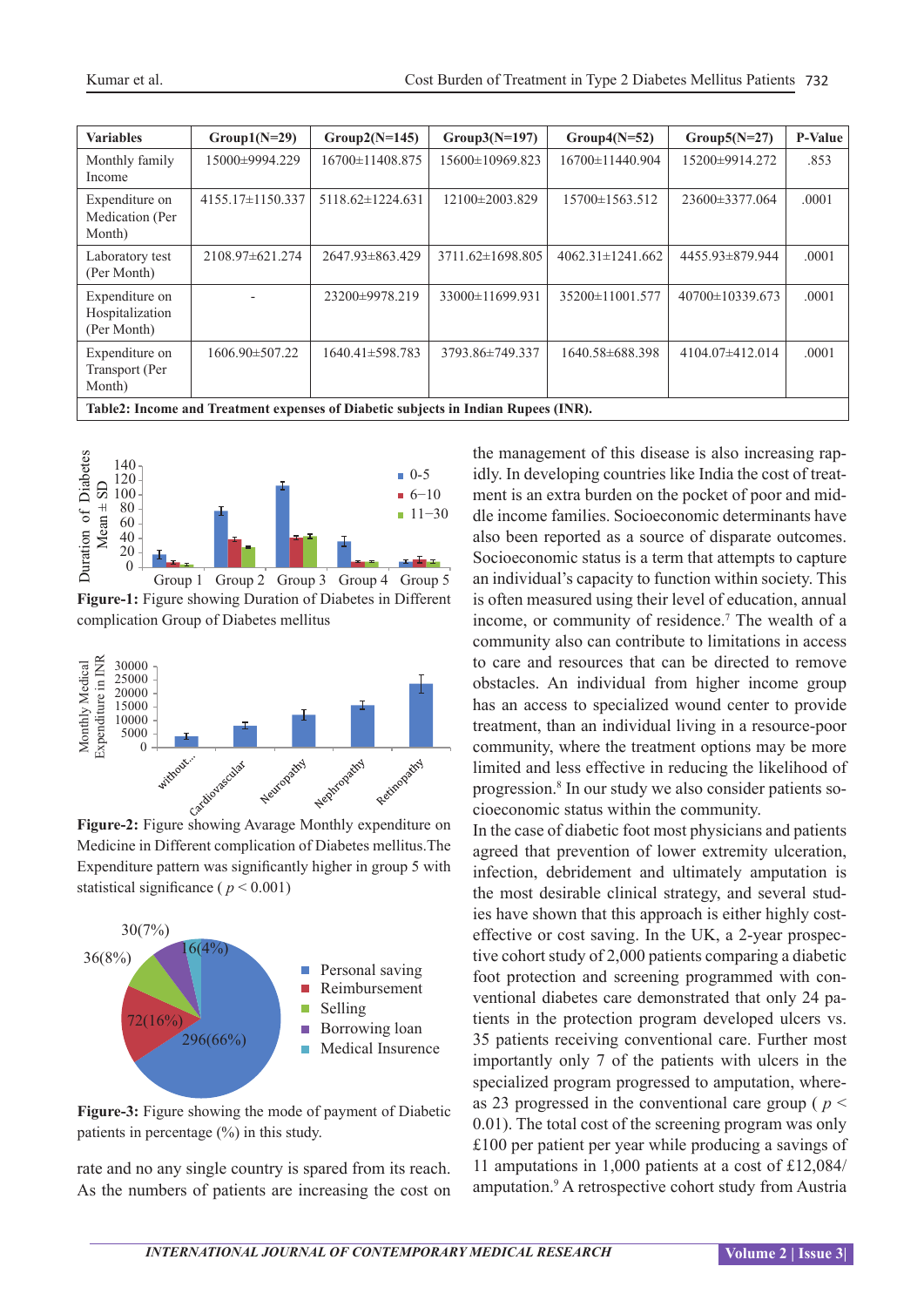| Variables | Group1(N=29) | Group2(N=145) | Group3(N=197) | Group4(N=52) | Group5(N=27) | P-Value |
|---|---|---|---|---|---|---|
| Monthly family Income | 15000±9994.229 | 16700±11408.875 | 15600±10969.823 | 16700±11440.904 | 15200±9914.272 | .853 |
| Expenditure on Medication (Per Month) | 4155.17±1150.337 | 5118.62±1224.631 | 12100±2003.829 | 15700±1563.512 | 23600±3377.064 | .0001 |
| Laboratory test (Per Month) | 2108.97±621.274 | 2647.93±863.429 | 3711.62±1698.805 | 4062.31±1241.662 | 4455.93±879.944 | .0001 |
| Expenditure on Hospitalization (Per Month) | - | 23200±9978.219 | 33000±11699.931 | 35200±11001.577 | 40700±10339.673 | .0001 |
| Expenditure on Transport (Per Month) | 1606.90±507.22 | 1640.41±598.783 | 3793.86±749.337 | 1640.58±688.398 | 4104.07±412.014 | .0001 |

**Table2: Income and Treatment expenses of Diabetic subjects in Indian Rupees (INR).**

**Figure-1:** Figure showing Duration of Diabetes in Different complication Group of Diabetes mellitus

**Figure-2:** Figure showing Avarage Monthly expenditure on Medicine in Different complication of Diabetes mellitus.The Expenditure pattern was significantly higher in group 5 with statistical significance ( $p < 0.001$)

**Figure-3:** Figure showing the mode of payment of Diabetic patients in percentage (%) in this study.

rate and no any single country is spared from its reach. As the numbers of patients are increasing the cost on the management of this disease is also increasing rapidly. In developing countries like India the cost of treatment is an extra burden on the pocket of poor and middle income families. Socioeconomic determinants have also been reported as a source of disparate outcomes. Socioeconomic status is a term that attempts to capture an individual's capacity to function within society. This is often measured using their level of education, annual income, or community of residence.[7] The wealth of a community also can contribute to limitations in access to care and resources that can be directed to remove obstacles. An individual from higher income group has an access to specialized wound center to provide treatment, than an individual living in a resource-poor community, where the treatment options may be more limited and less effective in reducing the likelihood of progression.[8] In our study we also consider patients socioeconomic status within the community.

In the case of diabetic foot most physicians and patients agreed that prevention of lower extremity ulceration, infection, debridement and ultimately amputation is the most desirable clinical strategy, and several studies have shown that this approach is either highly cost-effective or cost saving. In the UK, a 2-year prospective cohort study of 2,000 patients comparing a diabetic foot protection and screening programmed with conventional diabetes care demonstrated that only 24 patients in the protection program developed ulcers vs. 35 patients receiving conventional care. Further most importantly only 7 of the patients with ulcers in the specialized program progressed to amputation, whereas 23 progressed in the conventional care group ( $p < 0.01$). The total cost of the screening program was only £100 per patient per year while producing a savings of 11 amputations in 1,000 patients at a cost of £12,084/ amputation.[9] A retrospective cohort study from Austria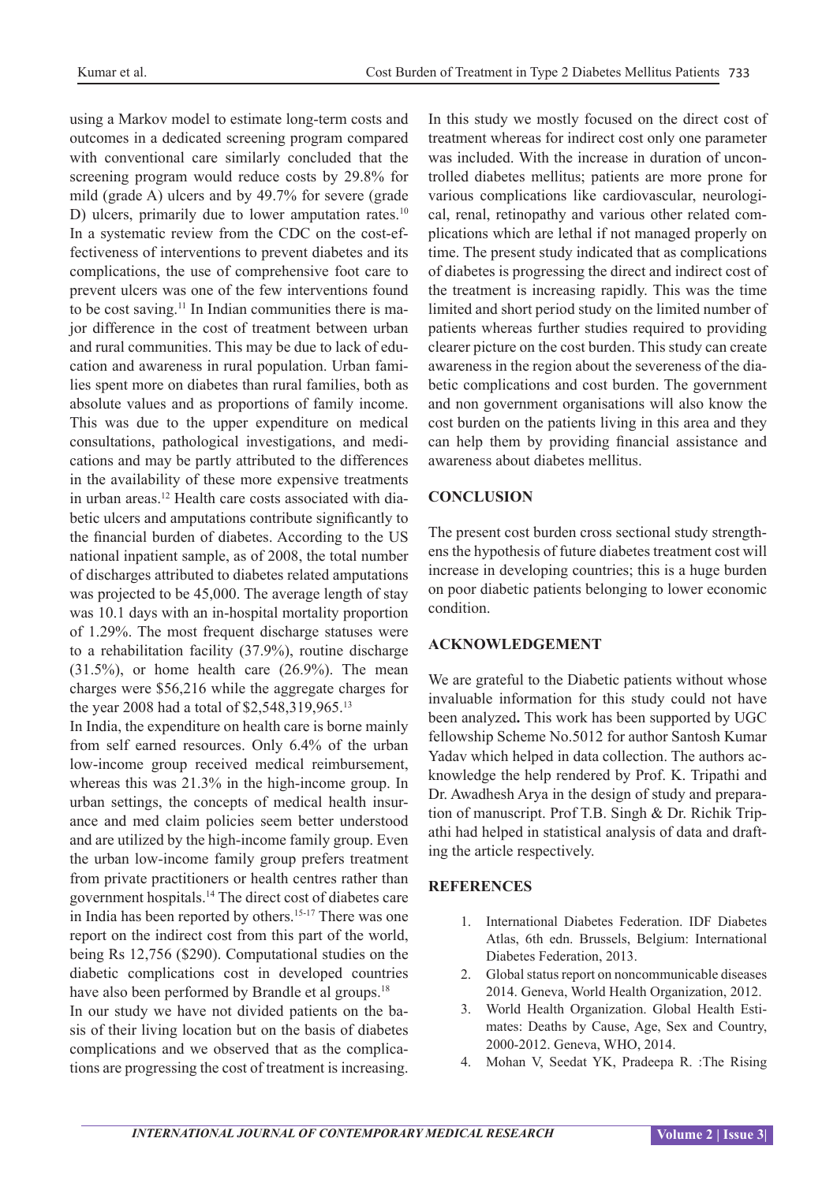using a Markov model to estimate long-term costs and outcomes in a dedicated screening program compared with conventional care similarly concluded that the screening program would reduce costs by 29.8% for mild (grade A) ulcers and by 49.7% for severe (grade D) ulcers, primarily due to lower amputation rates.[10] In a systematic review from the CDC on the cost-effectiveness of interventions to prevent diabetes and its complications, the use of comprehensive foot care to prevent ulcers was one of the few interventions found to be cost saving.[11] In Indian communities there is major difference in the cost of treatment between urban and rural communities. This may be due to lack of education and awareness in rural population. Urban families spent more on diabetes than rural families, both as absolute values and as proportions of family income. This was due to the upper expenditure on medical consultations, pathological investigations, and medications and may be partly attributed to the differences in the availability of these more expensive treatments in urban areas.[12] Health care costs associated with diabetic ulcers and amputations contribute significantly to the financial burden of diabetes. According to the US national inpatient sample, as of 2008, the total number of discharges attributed to diabetes related amputations was projected to be 45,000. The average length of stay was 10.1 days with an in-hospital mortality proportion of 1.29%. The most frequent discharge statuses were to a rehabilitation facility (37.9%), routine discharge (31.5%), or home health care (26.9%). The mean charges were $56,216 while the aggregate charges for the year 2008 had a total of $2,548,319,965.[13]

In India, the expenditure on health care is borne mainly from self earned resources. Only 6.4% of the urban low-income group received medical reimbursement, whereas this was 21.3% in the high-income group. In urban settings, the concepts of medical health insurance and med claim policies seem better understood and are utilized by the high-income family group. Even the urban low-income family group prefers treatment from private practitioners or health centres rather than government hospitals.[14] The direct cost of diabetes care in India has been reported by others.[15-17] There was one report on the indirect cost from this part of the world, being Rs 12,756 ($290). Computational studies on the diabetic complications cost in developed countries have also been performed by Brandle et al groups.[18]

In our study we have not divided patients on the basis of their living location but on the basis of diabetes complications and we observed that as the complications are progressing the cost of treatment is increasing. In this study we mostly focused on the direct cost of treatment whereas for indirect cost only one parameter was included. With the increase in duration of uncontrolled diabetes mellitus; patients are more prone for various complications like cardiovascular, neurological, renal, retinopathy and various other related complications which are lethal if not managed properly on time. The present study indicated that as complications of diabetes is progressing the direct and indirect cost of the treatment is increasing rapidly. This was the time limited and short period study on the limited number of patients whereas further studies required to providing clearer picture on the cost burden. This study can create awareness in the region about the severeness of the diabetic complications and cost burden. The government and non government organisations will also know the cost burden on the patients living in this area and they can help them by providing financial assistance and awareness about diabetes mellitus.

## CONCLUSION

The present cost burden cross sectional study strengthens the hypothesis of future diabetes treatment cost will increase in developing countries; this is a huge burden on poor diabetic patients belonging to lower economic condition.

## ACKNOWLEDGEMENT

We are grateful to the Diabetic patients without whose invaluable information for this study could not have been analyzed**.** This work has been supported by UGC fellowship Scheme No.5012 for author Santosh Kumar Yadav which helped in data collection. The authors acknowledge the help rendered by Prof. K. Tripathi and Dr. Awadhesh Arya in the design of study and preparation of manuscript. Prof T.B. Singh & Dr. Richik Tripathi had helped in statistical analysis of data and drafting the article respectively.

## REFERENCES

1. International Diabetes Federation. IDF Diabetes Atlas, 6th edn. Brussels, Belgium: International Diabetes Federation, 2013.
2. Global status report on noncommunicable diseases 2014. Geneva, World Health Organization, 2012.
3. World Health Organization. Global Health Estimates: Deaths by Cause, Age, Sex and Country, 2000-2012. Geneva, WHO, 2014.
4. Mohan V, Seedat YK, Pradeepa R. :The Rising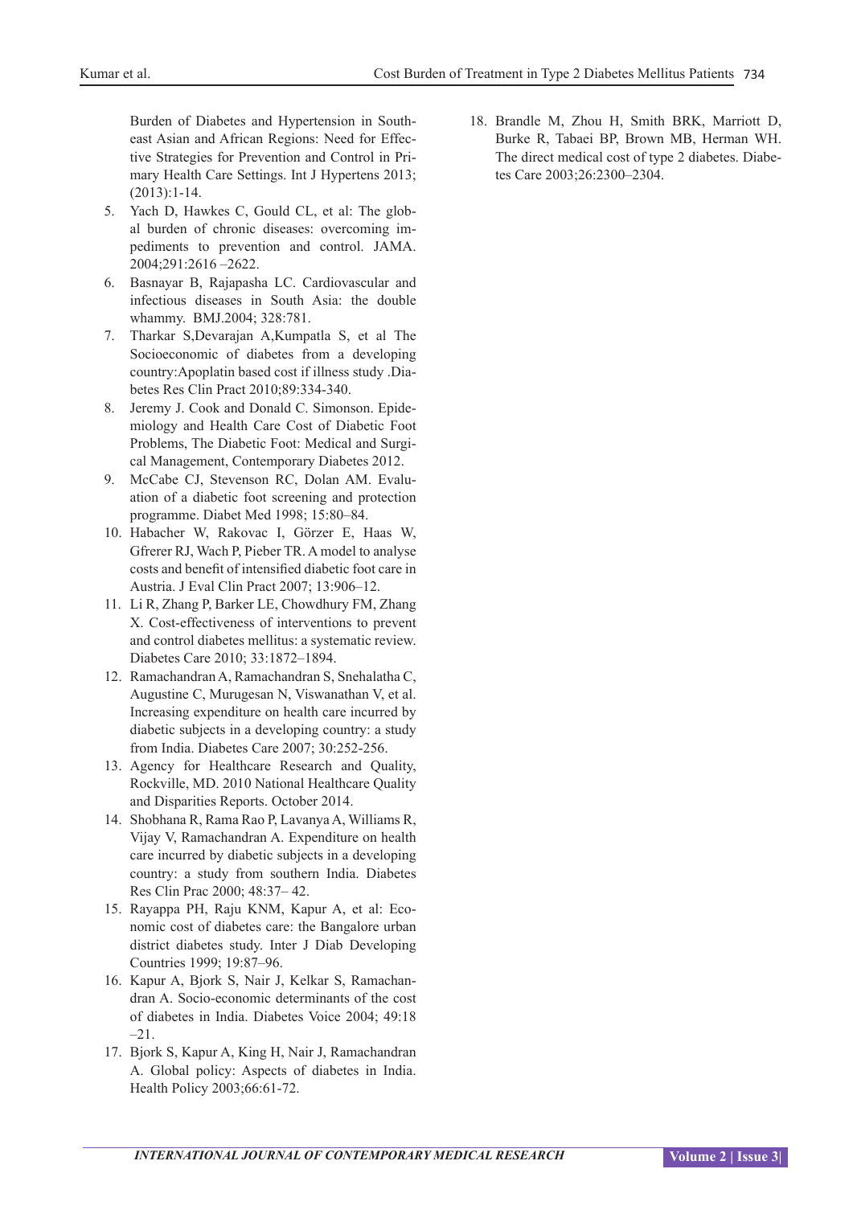Burden of Diabetes and Hypertension in Southeast Asian and African Regions: Need for Effective Strategies for Prevention and Control in Primary Health Care Settings. Int J Hypertens 2013;(2013):1-14.

5. Yach D, Hawkes C, Gould CL, et al: The global burden of chronic diseases: overcoming impediments to prevention and control. JAMA. 2004;291:2616 –2622.
6. Basnayar B, Rajapasha LC. Cardiovascular and infectious diseases in South Asia: the double whammy. BMJ.2004; 328:781.
7. Tharkar S,Devarajan A,Kumpatla S, et al The Socioeconomic of diabetes from a developing country:Apoplatin based cost if illness study .Diabetes Res Clin Pract 2010;89:334-340.
8. Jeremy J. Cook and Donald C. Simonson. Epidemiology and Health Care Cost of Diabetic Foot Problems, The Diabetic Foot: Medical and Surgical Management, Contemporary Diabetes 2012.
9. McCabe CJ, Stevenson RC, Dolan AM. Evaluation of a diabetic foot screening and protection programme. Diabet Med 1998; 15:80–84.
10. Habacher W, Rakovac I, Görzer E, Haas W, Gfrerer RJ, Wach P, Pieber TR. A model to analyse costs and benefit of intensified diabetic foot care in Austria. J Eval Clin Pract 2007; 13:906–12.
11. Li R, Zhang P, Barker LE, Chowdhury FM, Zhang X. Cost-effectiveness of interventions to prevent and control diabetes mellitus: a systematic review. Diabetes Care 2010; 33:1872–1894.
12. Ramachandran A, Ramachandran S, Snehalatha C, Augustine C, Murugesan N, Viswanathan V, et al. Increasing expenditure on health care incurred by diabetic subjects in a developing country: a study from India. Diabetes Care 2007; 30:252-256.
13. Agency for Healthcare Research and Quality, Rockville, MD. 2010 National Healthcare Quality and Disparities Reports. October 2014.
14. Shobhana R, Rama Rao P, Lavanya A, Williams R, Vijay V, Ramachandran A. Expenditure on health care incurred by diabetic subjects in a developing country: a study from southern India. Diabetes Res Clin Prac 2000; 48:37– 42.
15. Rayappa PH, Raju KNM, Kapur A, et al: Economic cost of diabetes care: the Bangalore urban district diabetes study. Inter J Diab Developing Countries 1999; 19:87–96.
16. Kapur A, Bjork S, Nair J, Kelkar S, Ramachandran A. Socio-economic determinants of the cost of diabetes in India. Diabetes Voice 2004; 49:18 –21.
17. Bjork S, Kapur A, King H, Nair J, Ramachandran A. Global policy: Aspects of diabetes in India. Health Policy 2003;66:61-72.
18. Brandle M, Zhou H, Smith BRK, Marriott D, Burke R, Tabaei BP, Brown MB, Herman WH. The direct medical cost of type 2 diabetes. Diabetes Care 2003;26:2300–2304.